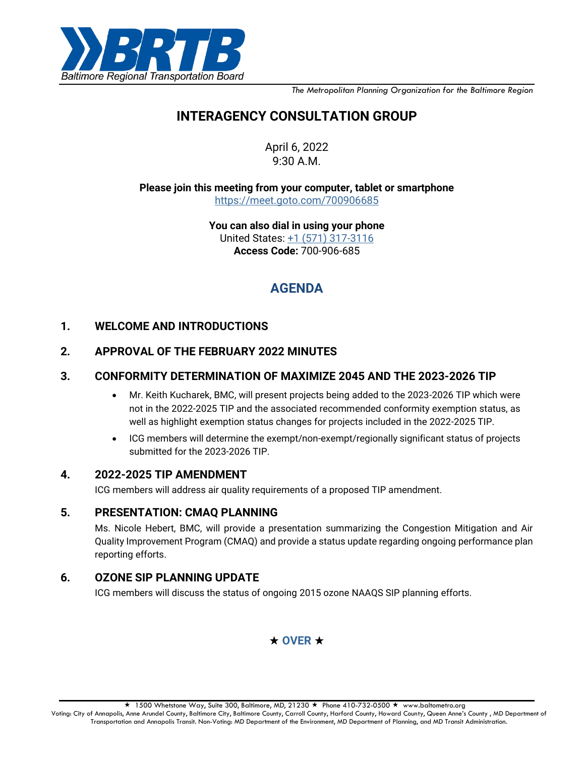Baltimore Regional Transportation Board

*The Metropolitan Planning Organization for the Baltimore Region*

# INTERAGENCY CONSULTATION GROUP

April 6, 2022
9:30 A.M.

**Please join this meeting from your computer, tablet or smartphone**
https://meet.goto.com/700906685

**You can also dial in using your phone**
United States: +1 (571) 317-3116
**Access Code:** 700-906-685

## AGENDA

### 1. WELCOME AND INTRODUCTIONS

### 2. APPROVAL OF THE FEBRUARY 2022 MINUTES

### 3. CONFORMITY DETERMINATION OF MAXIMIZE 2045 AND THE 2023-2026 TIP

- Mr. Keith Kucharek, BMC, will present projects being added to the 2023-2026 TIP which were not in the 2022-2025 TIP and the associated recommended conformity exemption status, as well as highlight exemption status changes for projects included in the 2022-2025 TIP.
- ICG members will determine the exempt/non-exempt/regionally significant status of projects submitted for the 2023-2026 TIP.

### 4. 2022-2025 TIP AMENDMENT

ICG members will address air quality requirements of a proposed TIP amendment.

### 5. PRESENTATION: CMAQ PLANNING

Ms. Nicole Hebert, BMC, will provide a presentation summarizing the Congestion Mitigation and Air Quality Improvement Program (CMAQ) and provide a status update regarding ongoing performance plan reporting efforts.

### 6. OZONE SIP PLANNING UPDATE

ICG members will discuss the status of ongoing 2015 ozone NAAQS SIP planning efforts.

★ **OVER** ★

★ 1500 Whetstone Way, Suite 300, Baltimore, MD, 21230 ★ Phone 410-732-0500 ★ www.baltometro.org
Voting: City of Annapolis, Anne Arundel County, Baltimore City, Baltimore County, Carroll County, Harford County, Howard County, Queen Anne's County , MD Department of Transportation and Annapolis Transit. Non-Voting: MD Department of the Environment, MD Department of Planning, and MD Transit Administration.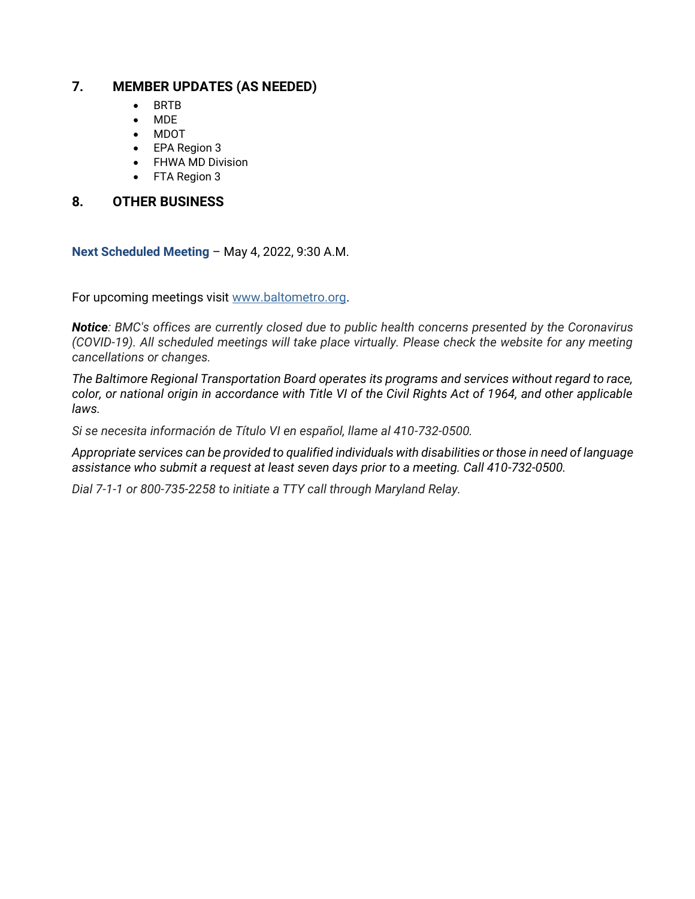## 7. MEMBER UPDATES (AS NEEDED)

- BRTB
- MDE
- MDOT
- EPA Region 3
- FHWA MD Division
- FTA Region 3

## 8. OTHER BUSINESS

**Next Scheduled Meeting** – May 4, 2022, 9:30 A.M.

For upcoming meetings visit www.baltometro.org.

***Notice****: BMC's offices are currently closed due to public health concerns presented by the Coronavirus (COVID-19). All scheduled meetings will take place virtually. Please check the website for any meeting cancellations or changes.*

*The Baltimore Regional Transportation Board operates its programs and services without regard to race, color, or national origin in accordance with Title VI of the Civil Rights Act of 1964, and other applicable laws.*

*Si se necesita información de Título VI en español, llame al 410-732-0500.*

*Appropriate services can be provided to qualified individuals with disabilities or those in need of language assistance who submit a request at least seven days prior to a meeting. Call 410-732-0500.*

*Dial 7-1-1 or 800-735-2258 to initiate a TTY call through Maryland Relay.*